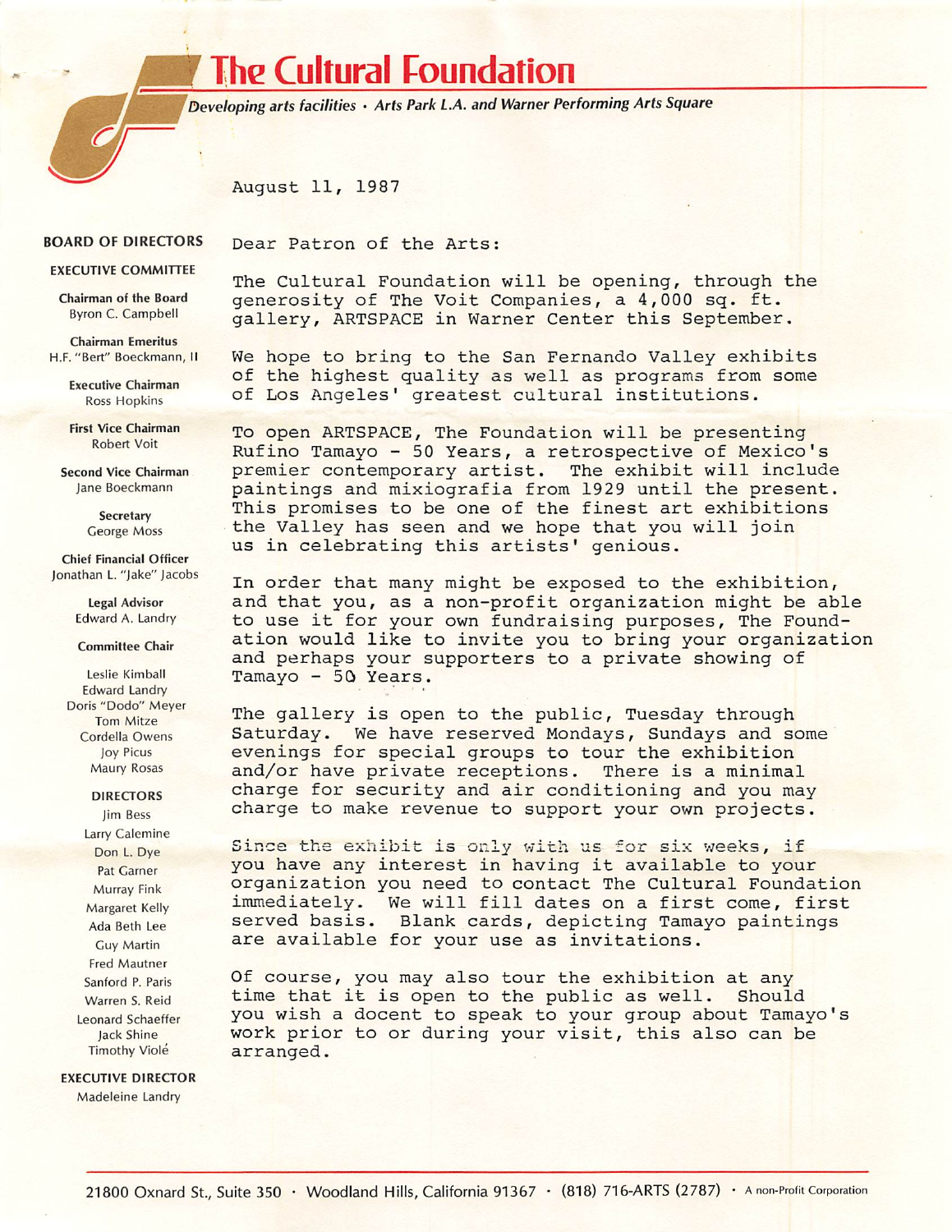# The Cultural Foundation

*Developing arts facilities • Arts Park L.A. and Warner Performing Arts Square*

**BOARD OF DIRECTORS**

**EXECUTIVE COMMITTEE**

**Chairman of the Board**
Byron C. Campbell

**Chairman Emeritus**
H.F. "Bert" Boeckmann, II

**Executive Chairman**
Ross Hopkins

**First Vice Chairman**
Robert Voit

**Second Vice Chairman**
Jane Boeckmann

**Secretary**
George Moss

**Chief Financial Officer**
Jonathan L. "Jake" Jacobs

**Legal Advisor**
Edward A. Landry

**Committee Chair**

Leslie Kimball
Edward Landry
Doris "Dodo" Meyer
Tom Mitze
Cordella Owens
Joy Picus
Maury Rosas

**DIRECTORS**

Jim Bess
Larry Calemine
Don L. Dye
Pat Garner
Murray Fink
Margaret Kelly
Ada Beth Lee
Guy Martin
Fred Mautner
Sanford P. Paris
Warren S. Reid
Leonard Schaeffer
Jack Shine
Timothy Violé

**EXECUTIVE DIRECTOR**
Madeleine Landry

August 11, 1987

Dear Patron of the Arts:

The Cultural Foundation will be opening, through the generosity of The Voit Companies, a 4,000 sq. ft. gallery, ARTSPACE in Warner Center this September.

We hope to bring to the San Fernando Valley exhibits of the highest quality as well as programs from some of Los Angeles' greatest cultural institutions.

To open ARTSPACE, The Foundation will be presenting Rufino Tamayo - 50 Years, a retrospective of Mexico's premier contemporary artist. The exhibit will include paintings and mixiografia from 1929 until the present. This promises to be one of the finest art exhibitions the Valley has seen and we hope that you will join us in celebrating this artists' genious.

In order that many might be exposed to the exhibition, and that you, as a non-profit organization might be able to use it for your own fundraising purposes, The Foundation would like to invite you to bring your organization and perhaps your supporters to a private showing of Tamayo - 50 Years.

The gallery is open to the public, Tuesday through Saturday. We have reserved Mondays, Sundays and some evenings for special groups to tour the exhibition and/or have private receptions. There is a minimal charge for security and air conditioning and you may charge to make revenue to support your own projects.

Since the exhibit is only with us for six weeks, if you have any interest in having it available to your organization you need to contact The Cultural Foundation immediately. We will fill dates on a first come, first served basis. Blank cards, depicting Tamayo paintings are available for your use as invitations.

Of course, you may also tour the exhibition at any time that it is open to the public as well. Should you wish a docent to speak to your group about Tamayo's work prior to or during your visit, this also can be arranged.

21800 Oxnard St., Suite 350 • Woodland Hills, California 91367 • (818) 716-ARTS (2787) • A non-Profit Corporation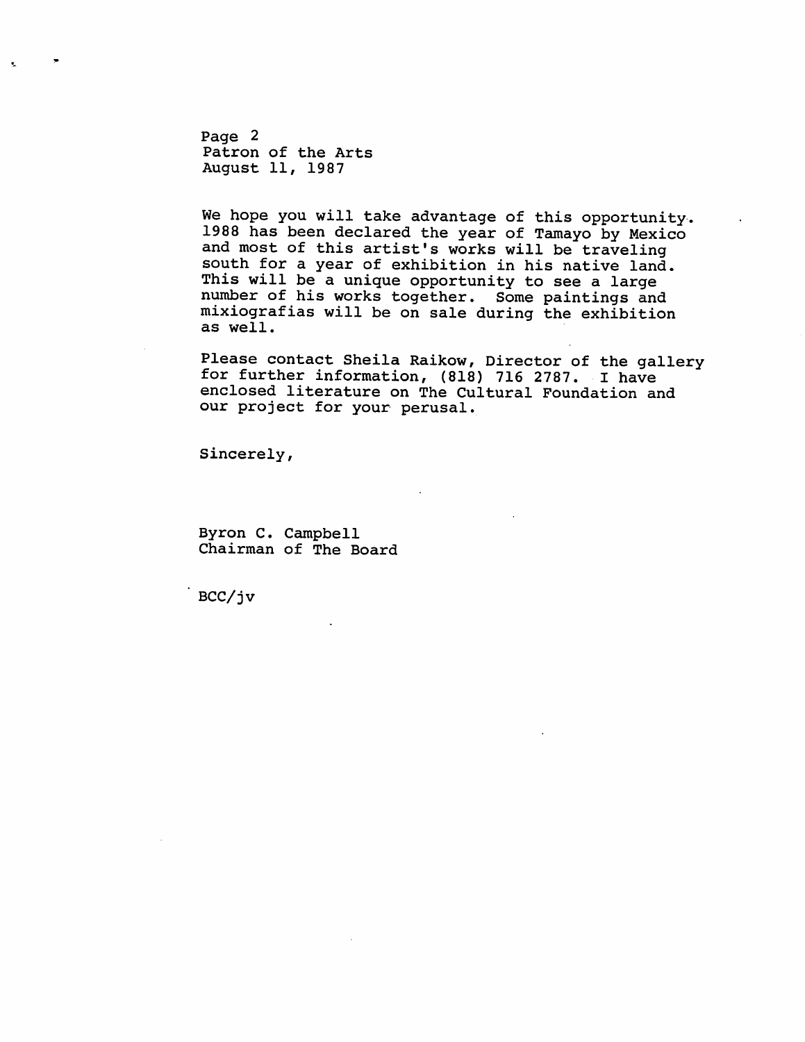Page 2
Patron of the Arts
August 11, 1987

We hope you will take advantage of this opportunity. 1988 has been declared the year of Tamayo by Mexico and most of this artist's works will be traveling south for a year of exhibition in his native land. This will be a unique opportunity to see a large number of his works together. Some paintings and mixiografias will be on sale during the exhibition as well.

Please contact Sheila Raikow, Director of the gallery for further information, (818) 716 2787. I have enclosed literature on The Cultural Foundation and our project for your perusal.

Sincerely,

Byron C. Campbell
Chairman of The Board

BCC/jv